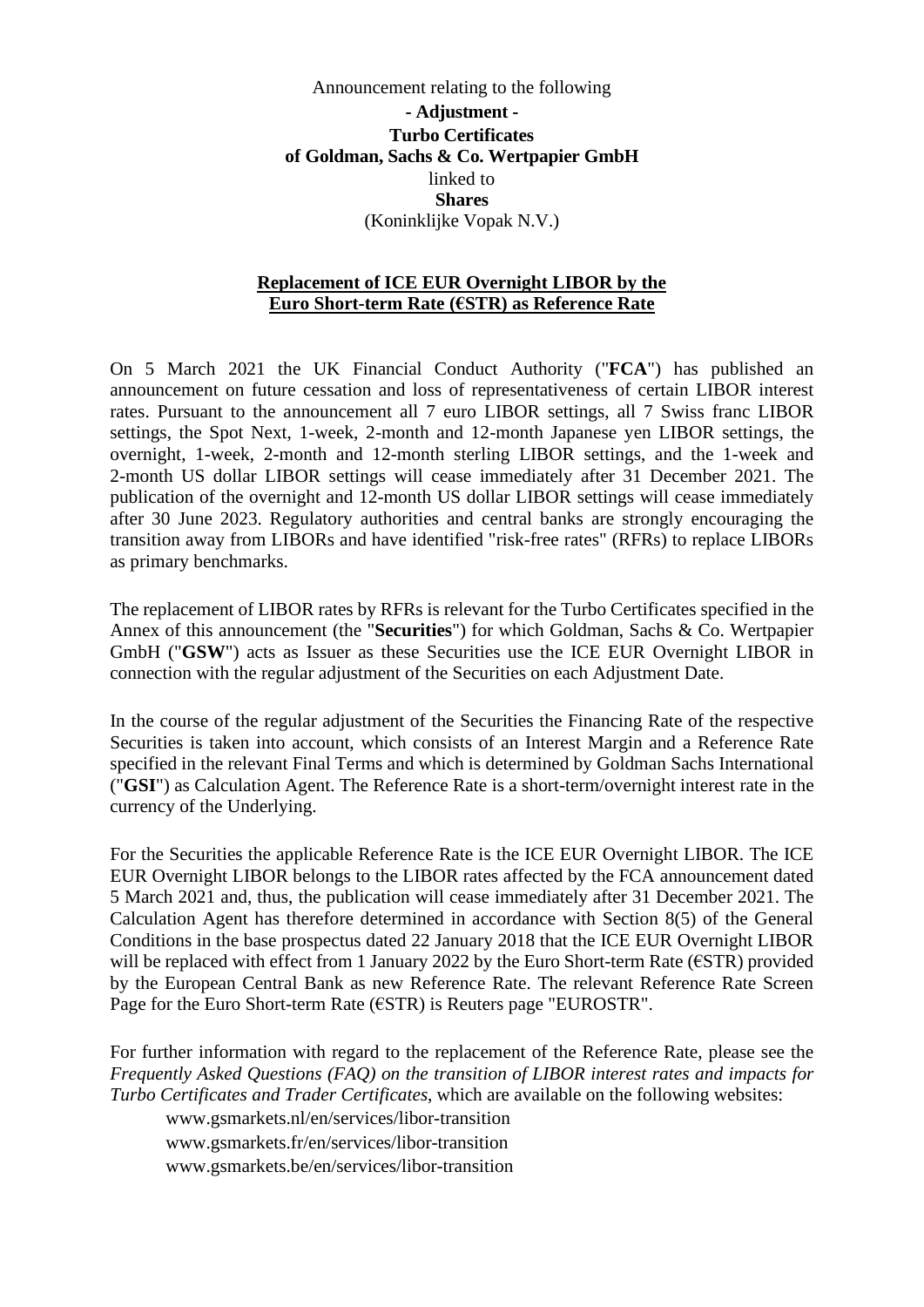Announcement relating to the following

**- Adjustment -**

**Turbo Certificates**

**of Goldman, Sachs & Co. Wertpapier GmbH**

linked to

**Shares**

(Koninklijke Vopak N.V.)

## <u>Replacement of ICE EUR Overnight LIBOR by the Euro Short-term Rate (€STR) as Reference Rate</u>

On 5 March 2021 the UK Financial Conduct Authority ("**FCA**") has published an announcement on future cessation and loss of representativeness of certain LIBOR interest rates. Pursuant to the announcement all 7 euro LIBOR settings, all 7 Swiss franc LIBOR settings, the Spot Next, 1-week, 2-month and 12-month Japanese yen LIBOR settings, the overnight, 1-week, 2-month and 12-month sterling LIBOR settings, and the 1-week and 2-month US dollar LIBOR settings will cease immediately after 31 December 2021. The publication of the overnight and 12-month US dollar LIBOR settings will cease immediately after 30 June 2023. Regulatory authorities and central banks are strongly encouraging the transition away from LIBORs and have identified "risk-free rates" (RFRs) to replace LIBORs as primary benchmarks.

The replacement of LIBOR rates by RFRs is relevant for the Turbo Certificates specified in the Annex of this announcement (the "**Securities**") for which Goldman, Sachs & Co. Wertpapier GmbH ("**GSW**") acts as Issuer as these Securities use the ICE EUR Overnight LIBOR in connection with the regular adjustment of the Securities on each Adjustment Date.

In the course of the regular adjustment of the Securities the Financing Rate of the respective Securities is taken into account, which consists of an Interest Margin and a Reference Rate specified in the relevant Final Terms and which is determined by Goldman Sachs International ("**GSI**") as Calculation Agent. The Reference Rate is a short-term/overnight interest rate in the currency of the Underlying.

For the Securities the applicable Reference Rate is the ICE EUR Overnight LIBOR. The ICE EUR Overnight LIBOR belongs to the LIBOR rates affected by the FCA announcement dated 5 March 2021 and, thus, the publication will cease immediately after 31 December 2021. The Calculation Agent has therefore determined in accordance with Section 8(5) of the General Conditions in the base prospectus dated 22 January 2018 that the ICE EUR Overnight LIBOR will be replaced with effect from 1 January 2022 by the Euro Short-term Rate (€STR) provided by the European Central Bank as new Reference Rate. The relevant Reference Rate Screen Page for the Euro Short-term Rate (€STR) is Reuters page "EUROSTR".

For further information with regard to the replacement of the Reference Rate, please see the *Frequently Asked Questions (FAQ) on the transition of LIBOR interest rates and impacts for Turbo Certificates and Trader Certificates*, which are available on the following websites:

www.gsmarkets.nl/en/services/libor-transition
www.gsmarkets.fr/en/services/libor-transition
www.gsmarkets.be/en/services/libor-transition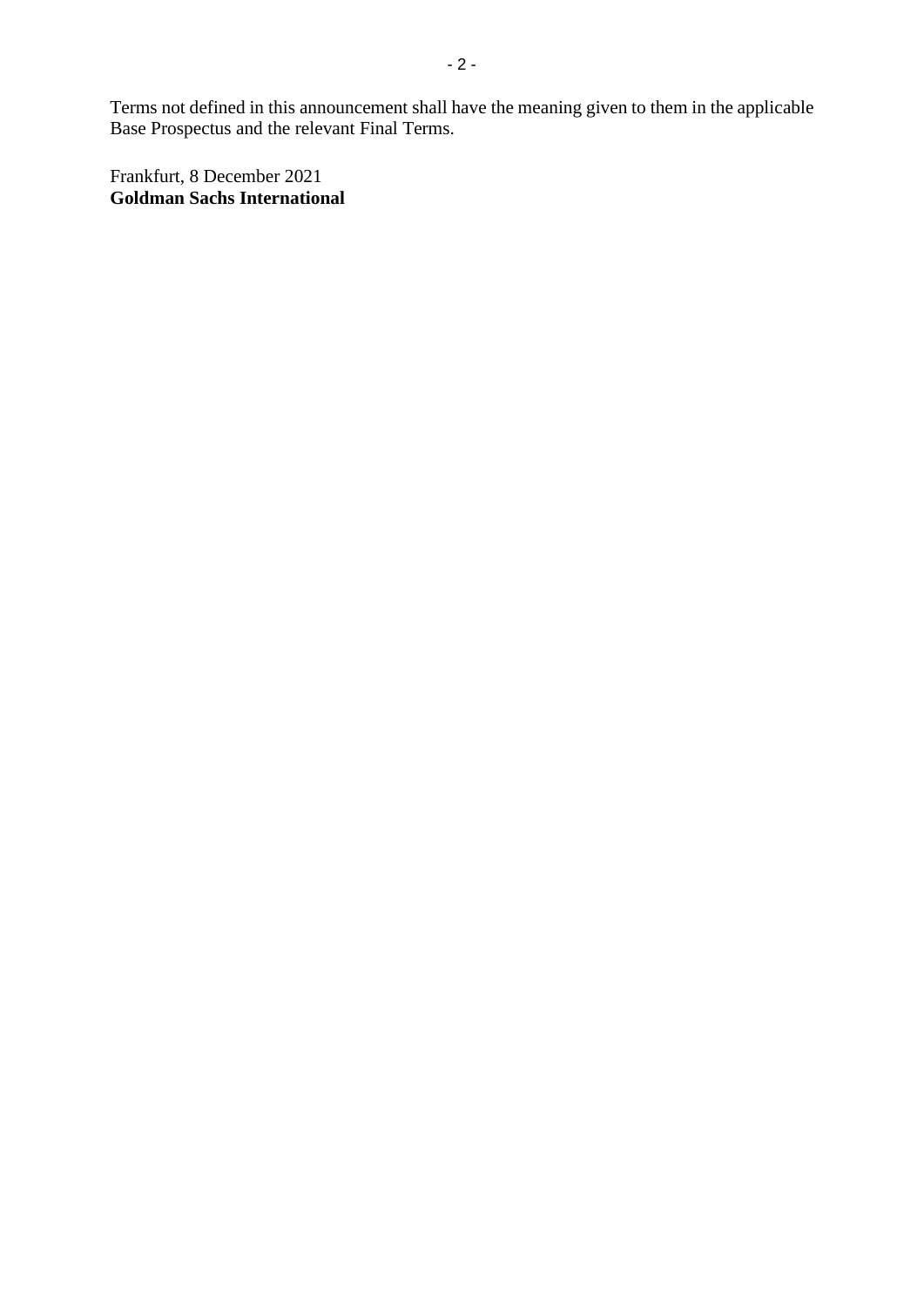Terms not defined in this announcement shall have the meaning given to them in the applicable Base Prospectus and the relevant Final Terms.

Frankfurt, 8 December 2021
**Goldman Sachs International**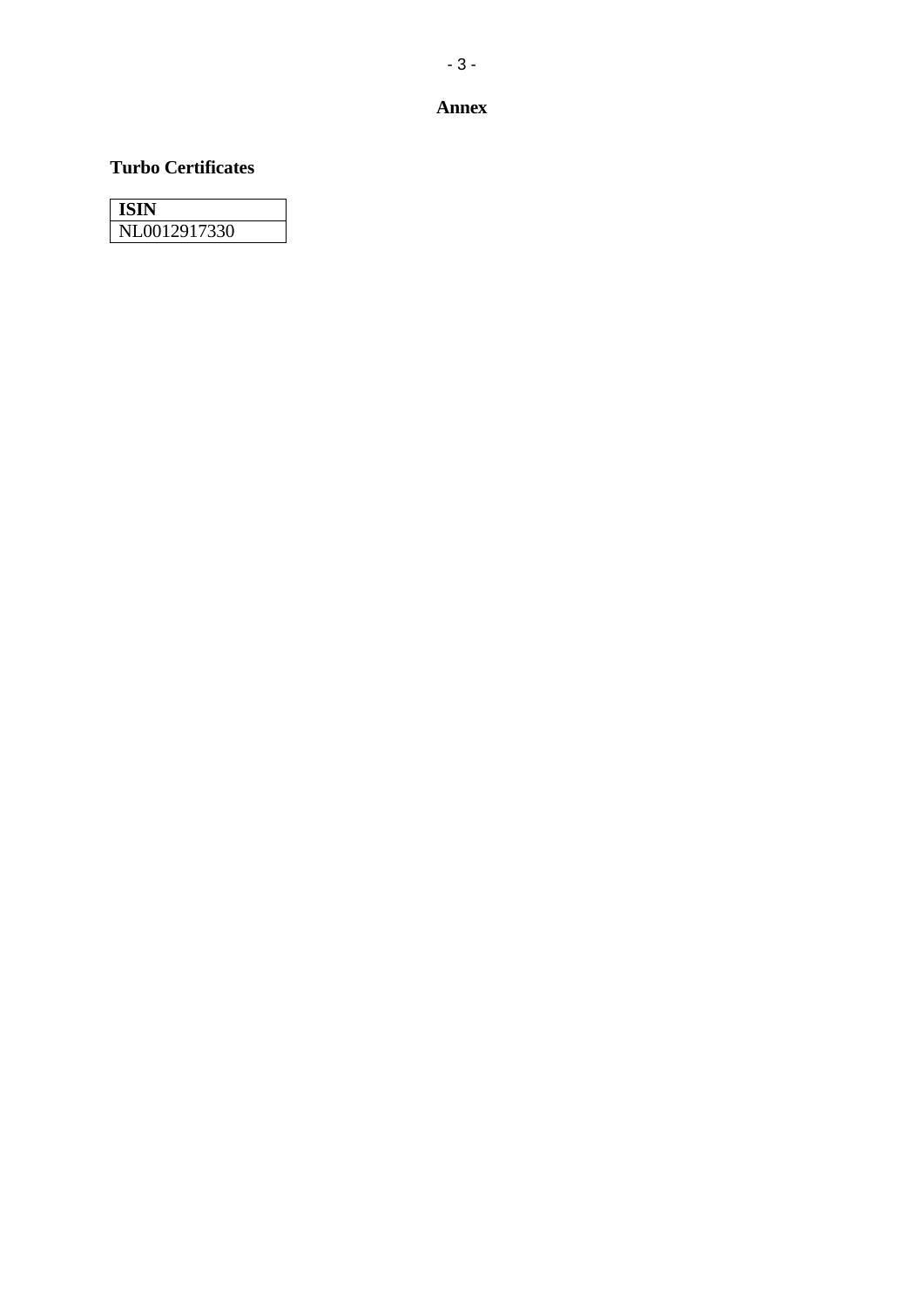**Annex**

**Turbo Certificates**

| ISIN |
|---|
| NL0012917330 |